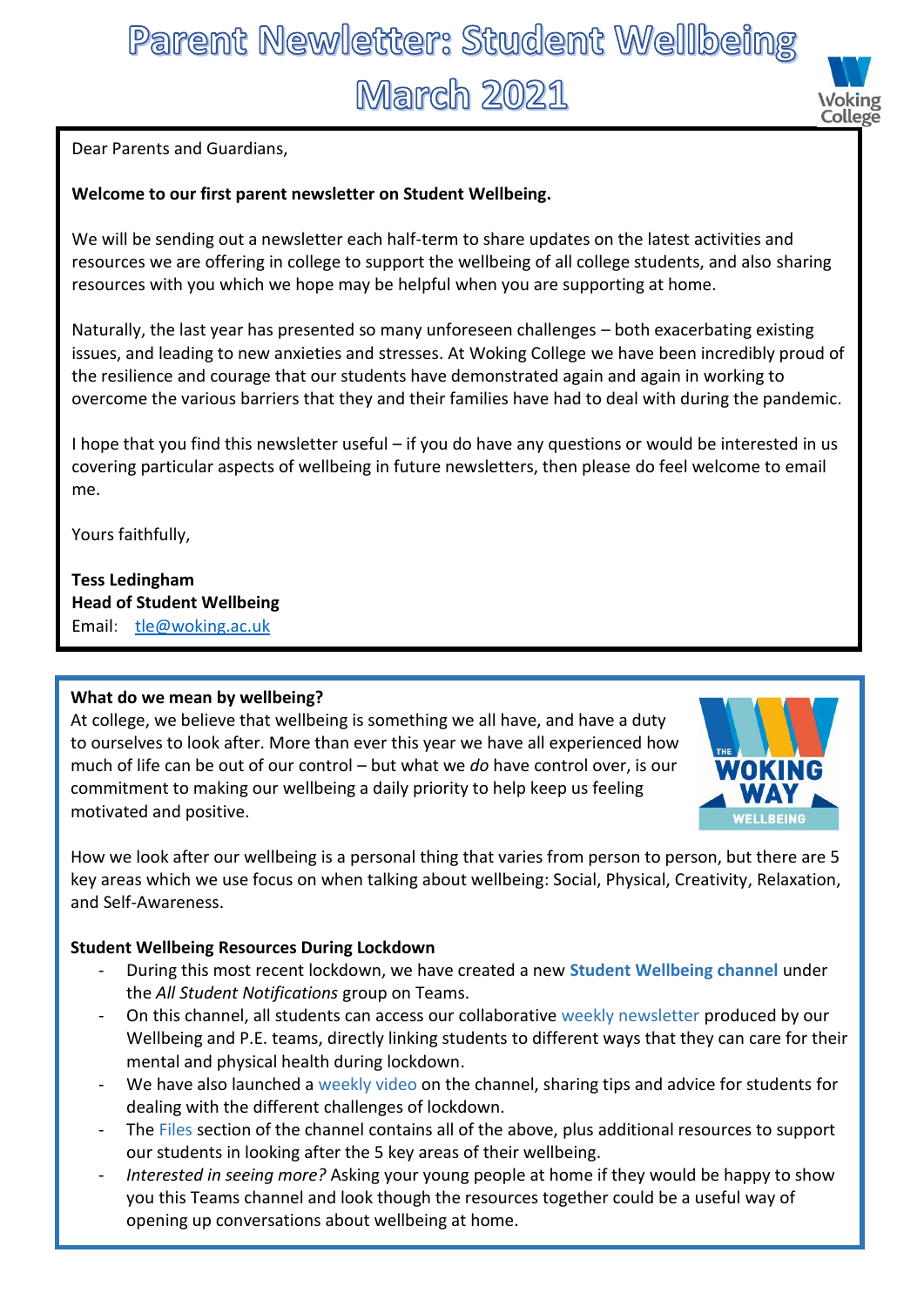# Parent Newletter: Student Wellbeing

## March 2021

Dear Parents and Guardians,

**Welcome to our first parent newsletter on Student Wellbeing.**

We will be sending out a newsletter each half-term to share updates on the latest activities and resources we are offering in college to support the wellbeing of all college students, and also sharing resources with you which we hope may be helpful when you are supporting at home.

Naturally, the last year has presented so many unforeseen challenges – both exacerbating existing issues, and leading to new anxieties and stresses. At Woking College we have been incredibly proud of the resilience and courage that our students have demonstrated again and again in working to overcome the various barriers that they and their families have had to deal with during the pandemic.

I hope that you find this newsletter useful – if you do have any questions or would be interested in us covering particular aspects of wellbeing in future newsletters, then please do feel welcome to email me.

Yours faithfully,

**Tess Ledingham**
**Head of Student Wellbeing**
Email: tle@woking.ac.uk

**What do we mean by wellbeing?**
At college, we believe that wellbeing is something we all have, and have a duty to ourselves to look after. More than ever this year we have all experienced how much of life can be out of our control – but what we *do* have control over, is our commitment to making our wellbeing a daily priority to help keep us feeling motivated and positive.

How we look after our wellbeing is a personal thing that varies from person to person, but there are 5 key areas which we use focus on when talking about wellbeing: Social, Physical, Creativity, Relaxation, and Self-Awareness.

**Student Wellbeing Resources During Lockdown**

- During this most recent lockdown, we have created a new **Student Wellbeing channel** under the *All Student Notifications* group on Teams.
- On this channel, all students can access our collaborative weekly newsletter produced by our Wellbeing and P.E. teams, directly linking students to different ways that they can care for their mental and physical health during lockdown.
- We have also launched a weekly video on the channel, sharing tips and advice for students for dealing with the different challenges of lockdown.
- The Files section of the channel contains all of the above, plus additional resources to support our students in looking after the 5 key areas of their wellbeing.
- *Interested in seeing more?* Asking your young people at home if they would be happy to show you this Teams channel and look though the resources together could be a useful way of opening up conversations about wellbeing at home.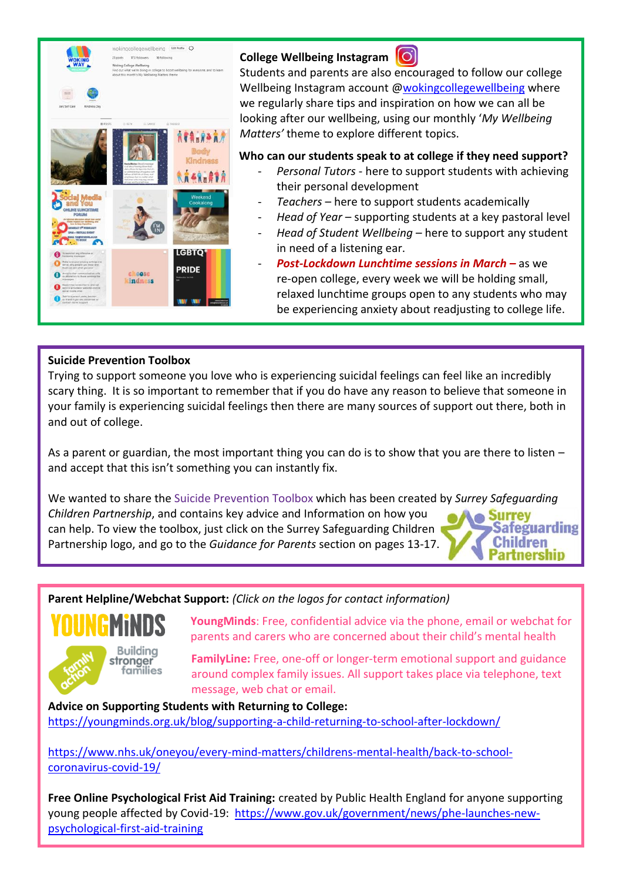**College Wellbeing Instagram**

Students and parents are also encouraged to follow our college Wellbeing Instagram account @wokingcollegewellbeing where we regularly share tips and inspiration on how we can all be looking after our wellbeing, using our monthly '*My Wellbeing Matters*' theme to explore different topics.

**Who can our students speak to at college if they need support?**

- *Personal Tutors* - here to support students with achieving their personal development
- *Teachers* – here to support students academically
- *Head of Year* – supporting students at a key pastoral level
- *Head of Student Wellbeing* – here to support any student in need of a listening ear.
- ***Post-Lockdown Lunchtime sessions in March –*** as we re-open college, every week we will be holding small, relaxed lunchtime groups open to any students who may be experiencing anxiety about readjusting to college life.

**Suicide Prevention Toolbox**

Trying to support someone you love who is experiencing suicidal feelings can feel like an incredibly scary thing. It is so important to remember that if you do have any reason to believe that someone in your family is experiencing suicidal feelings then there are many sources of support out there, both in and out of college.

As a parent or guardian, the most important thing you can do is to show that you are there to listen – and accept that this isn't something you can instantly fix.

We wanted to share the Suicide Prevention Toolbox which has been created by *Surrey Safeguarding Children Partnership*, and contains key advice and Information on how you can help. To view the toolbox, just click on the Surrey Safeguarding Children Partnership logo, and go to the *Guidance for Parents* section on pages 13-17.

**Parent Helpline/Webchat Support:** *(Click on the logos for contact information)*

**YoungMinds**: Free, confidential advice via the phone, email or webchat for parents and carers who are concerned about their child's mental health

**FamilyLine:** Free, one-off or longer-term emotional support and guidance around complex family issues. All support takes place via telephone, text message, web chat or email.

**Advice on Supporting Students with Returning to College:**

https://youngminds.org.uk/blog/supporting-a-child-returning-to-school-after-lockdown/

https://www.nhs.uk/oneyou/every-mind-matters/childrens-mental-health/back-to-school-coronavirus-covid-19/

**Free Online Psychological Frist Aid Training:** created by Public Health England for anyone supporting young people affected by Covid-19: https://www.gov.uk/government/news/phe-launches-new-psychological-first-aid-training